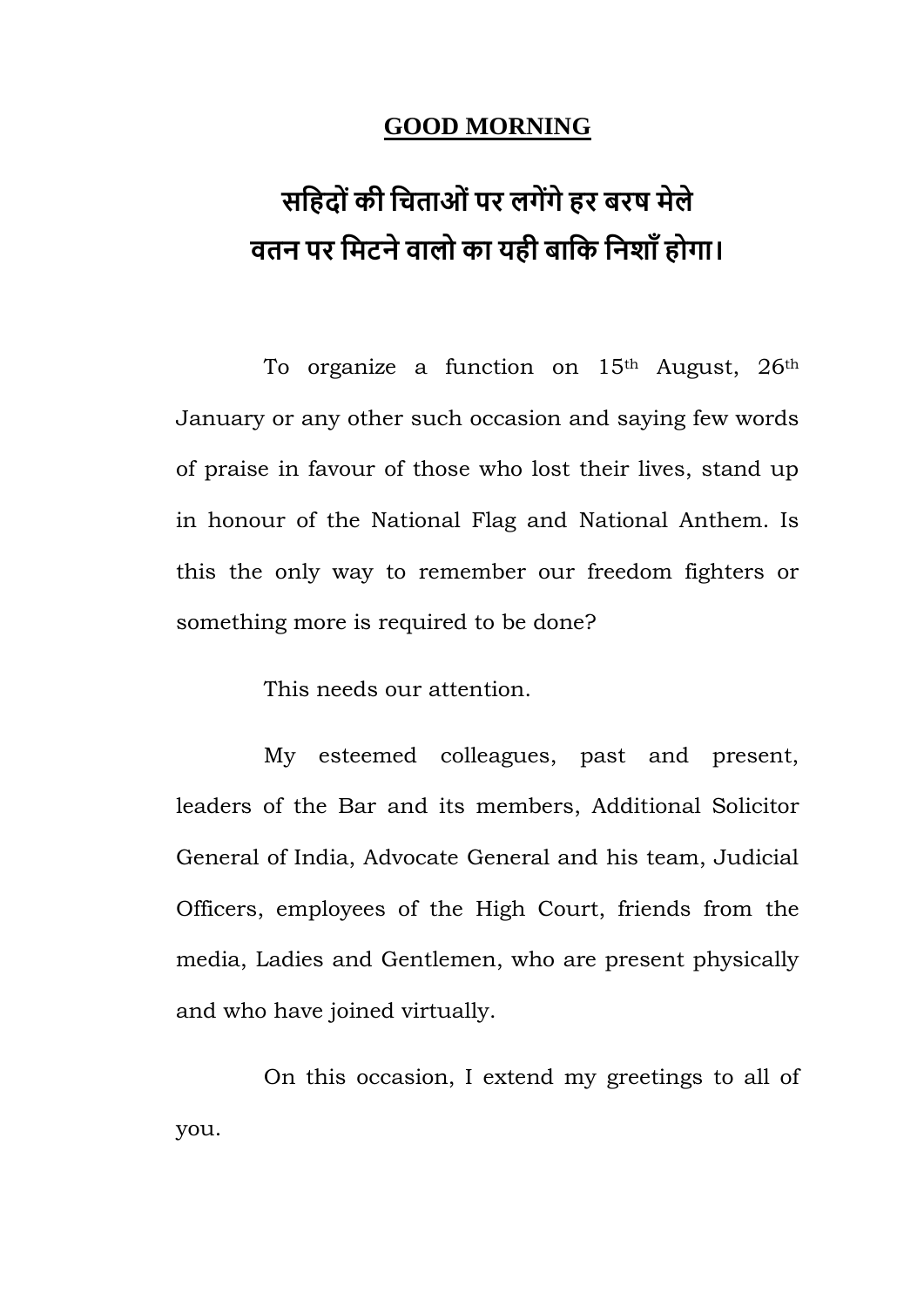**GOOD MORNING**

**सहिदों की चिताओं पर लगेंगे हर बरष मेले**
**वतन पर मिटने वालो का यही बाकि निशाँ होगा।**

To organize a function on 15th August, 26th January or any other such occasion and saying few words of praise in favour of those who lost their lives, stand up in honour of the National Flag and National Anthem. Is this the only way to remember our freedom fighters or something more is required to be done?

This needs our attention.

My esteemed colleagues, past and present, leaders of the Bar and its members, Additional Solicitor General of India, Advocate General and his team, Judicial Officers, employees of the High Court, friends from the media, Ladies and Gentlemen, who are present physically and who have joined virtually.

On this occasion, I extend my greetings to all of you.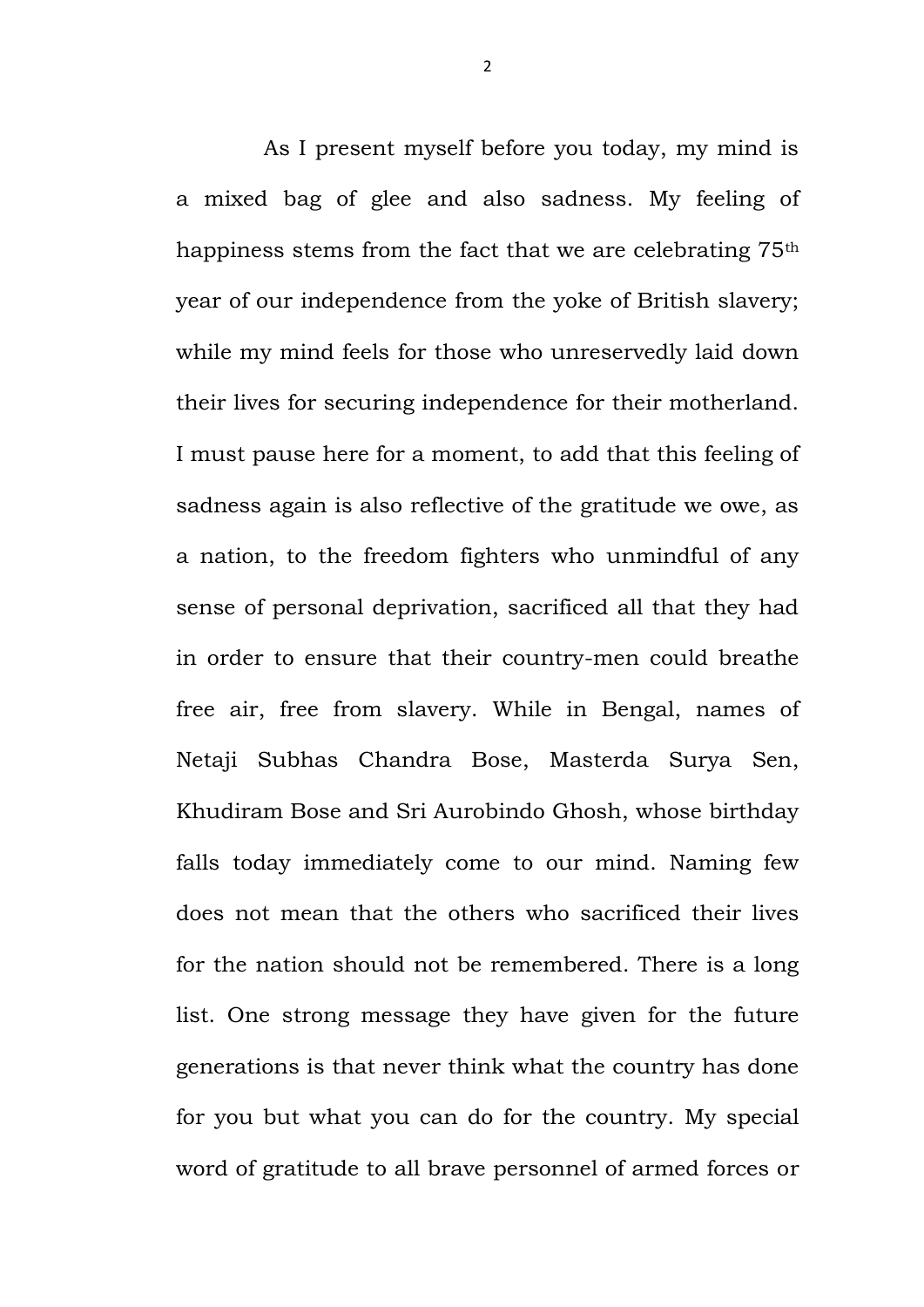As I present myself before you today, my mind is a mixed bag of glee and also sadness. My feeling of happiness stems from the fact that we are celebrating 75th year of our independence from the yoke of British slavery; while my mind feels for those who unreservedly laid down their lives for securing independence for their motherland. I must pause here for a moment, to add that this feeling of sadness again is also reflective of the gratitude we owe, as a nation, to the freedom fighters who unmindful of any sense of personal deprivation, sacrificed all that they had in order to ensure that their country-men could breathe free air, free from slavery. While in Bengal, names of Netaji Subhas Chandra Bose, Masterda Surya Sen, Khudiram Bose and Sri Aurobindo Ghosh, whose birthday falls today immediately come to our mind. Naming few does not mean that the others who sacrificed their lives for the nation should not be remembered. There is a long list. One strong message they have given for the future generations is that never think what the country has done for you but what you can do for the country. My special word of gratitude to all brave personnel of armed forces or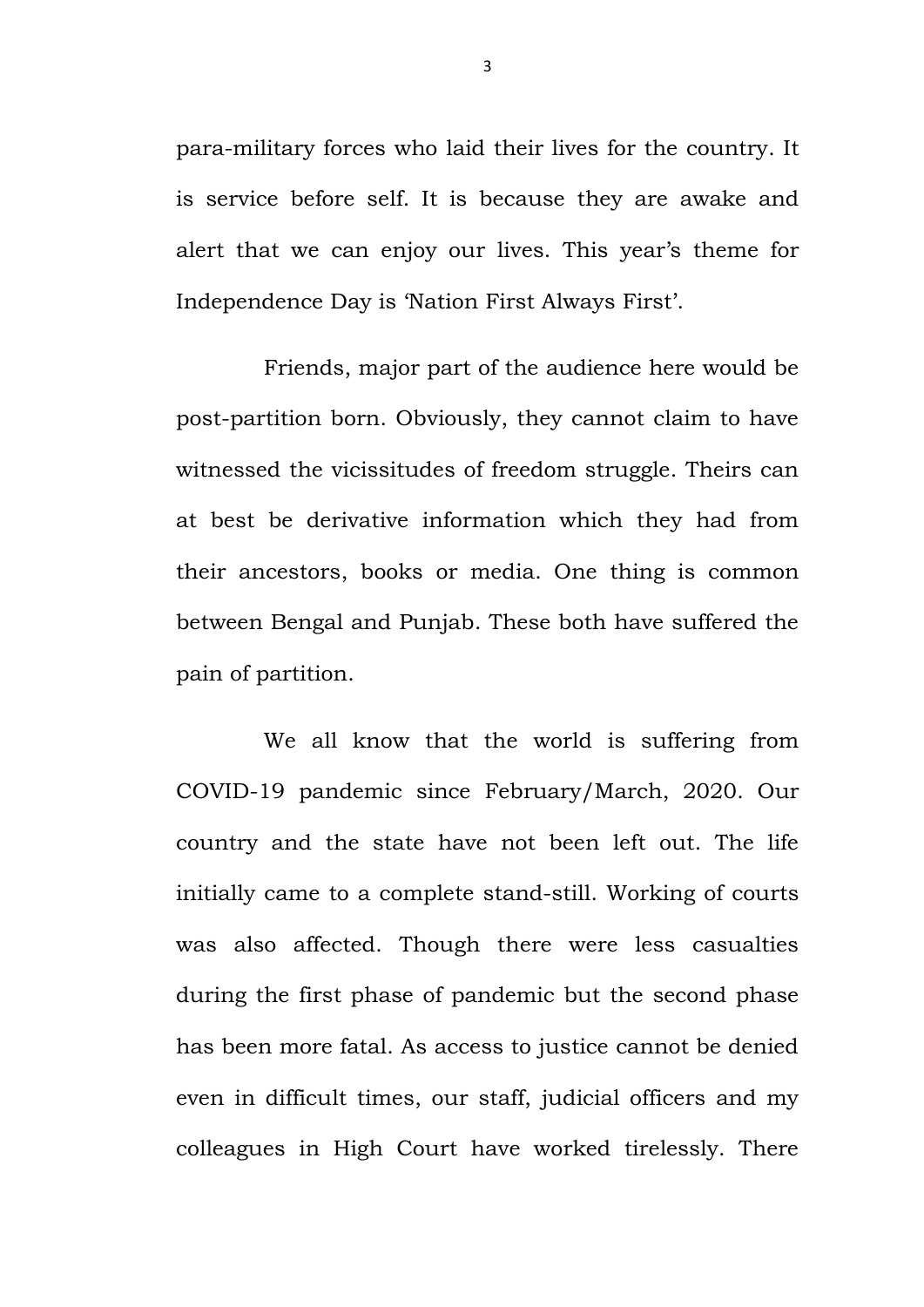para-military forces who laid their lives for the country. It is service before self. It is because they are awake and alert that we can enjoy our lives. This year's theme for Independence Day is 'Nation First Always First'.

Friends, major part of the audience here would be post-partition born. Obviously, they cannot claim to have witnessed the vicissitudes of freedom struggle. Theirs can at best be derivative information which they had from their ancestors, books or media. One thing is common between Bengal and Punjab. These both have suffered the pain of partition.

We all know that the world is suffering from COVID-19 pandemic since February/March, 2020. Our country and the state have not been left out. The life initially came to a complete stand-still. Working of courts was also affected. Though there were less casualties during the first phase of pandemic but the second phase has been more fatal. As access to justice cannot be denied even in difficult times, our staff, judicial officers and my colleagues in High Court have worked tirelessly. There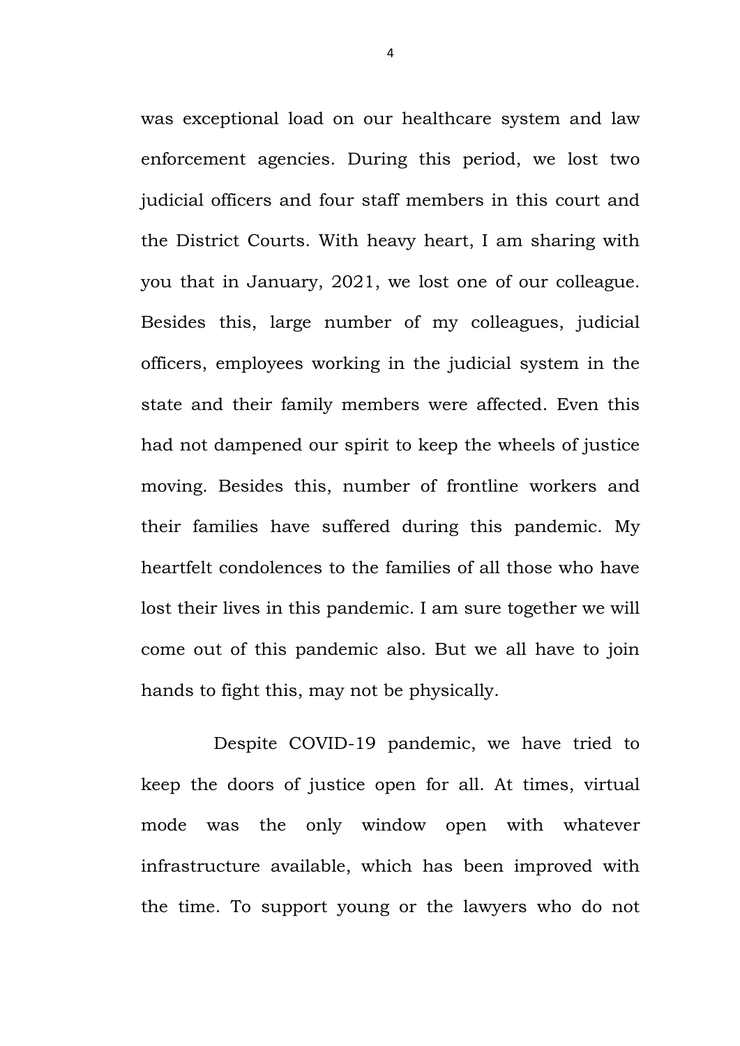was exceptional load on our healthcare system and law enforcement agencies. During this period, we lost two judicial officers and four staff members in this court and the District Courts. With heavy heart, I am sharing with you that in January, 2021, we lost one of our colleague. Besides this, large number of my colleagues, judicial officers, employees working in the judicial system in the state and their family members were affected. Even this had not dampened our spirit to keep the wheels of justice moving. Besides this, number of frontline workers and their families have suffered during this pandemic. My heartfelt condolences to the families of all those who have lost their lives in this pandemic. I am sure together we will come out of this pandemic also. But we all have to join hands to fight this, may not be physically.

Despite COVID-19 pandemic, we have tried to keep the doors of justice open for all. At times, virtual mode was the only window open with whatever infrastructure available, which has been improved with the time. To support young or the lawyers who do not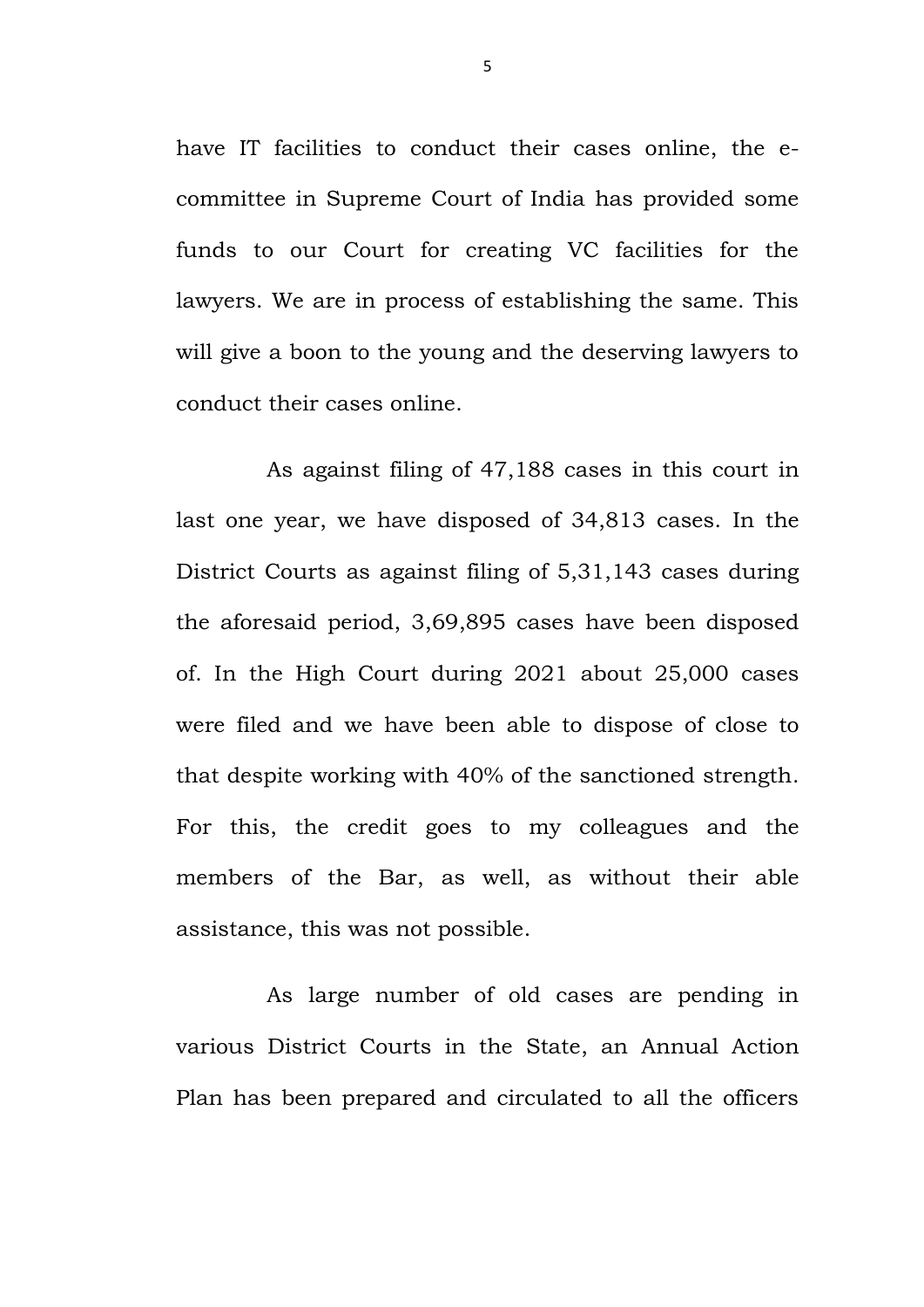have IT facilities to conduct their cases online, the e-committee in Supreme Court of India has provided some funds to our Court for creating VC facilities for the lawyers. We are in process of establishing the same. This will give a boon to the young and the deserving lawyers to conduct their cases online.

As against filing of 47,188 cases in this court in last one year, we have disposed of 34,813 cases. In the District Courts as against filing of 5,31,143 cases during the aforesaid period, 3,69,895 cases have been disposed of. In the High Court during 2021 about 25,000 cases were filed and we have been able to dispose of close to that despite working with 40% of the sanctioned strength. For this, the credit goes to my colleagues and the members of the Bar, as well, as without their able assistance, this was not possible.

As large number of old cases are pending in various District Courts in the State, an Annual Action Plan has been prepared and circulated to all the officers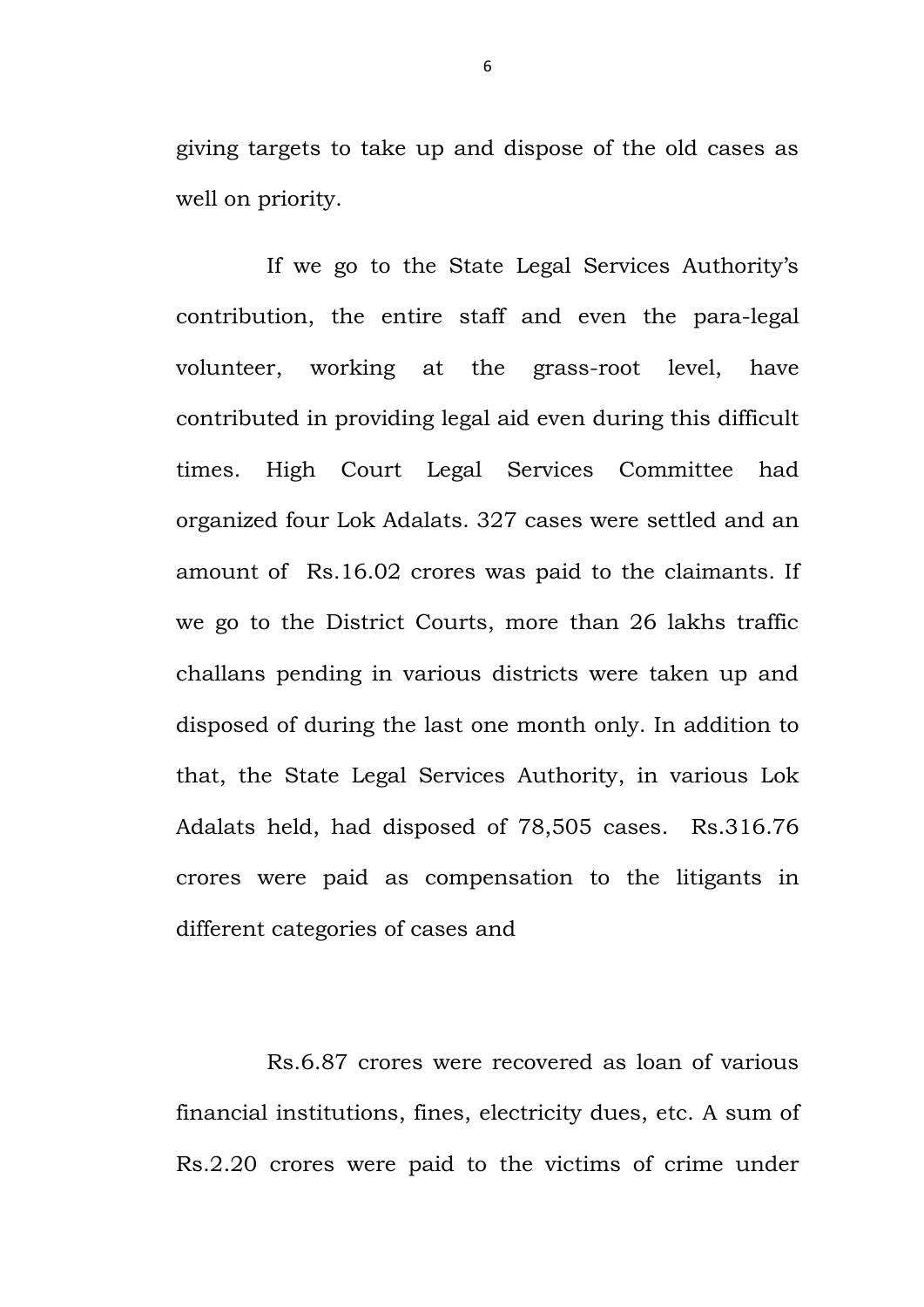giving targets to take up and dispose of the old cases as well on priority.

If we go to the State Legal Services Authority's contribution, the entire staff and even the para-legal volunteer, working at the grass-root level, have contributed in providing legal aid even during this difficult times. High Court Legal Services Committee had organized four Lok Adalats. 327 cases were settled and an amount of Rs.16.02 crores was paid to the claimants. If we go to the District Courts, more than 26 lakhs traffic challans pending in various districts were taken up and disposed of during the last one month only. In addition to that, the State Legal Services Authority, in various Lok Adalats held, had disposed of 78,505 cases. Rs.316.76 crores were paid as compensation to the litigants in different categories of cases and

Rs.6.87 crores were recovered as loan of various financial institutions, fines, electricity dues, etc. A sum of Rs.2.20 crores were paid to the victims of crime under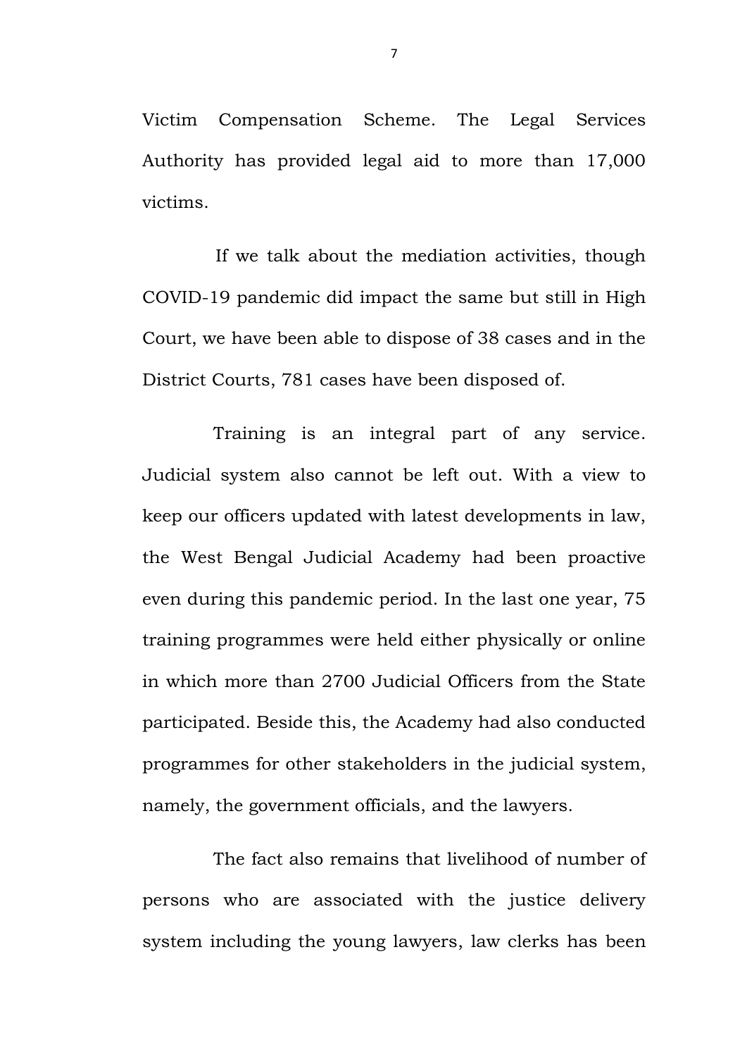Victim Compensation Scheme. The Legal Services Authority has provided legal aid to more than 17,000 victims.

If we talk about the mediation activities, though COVID-19 pandemic did impact the same but still in High Court, we have been able to dispose of 38 cases and in the District Courts, 781 cases have been disposed of.

Training is an integral part of any service. Judicial system also cannot be left out. With a view to keep our officers updated with latest developments in law, the West Bengal Judicial Academy had been proactive even during this pandemic period. In the last one year, 75 training programmes were held either physically or online in which more than 2700 Judicial Officers from the State participated. Beside this, the Academy had also conducted programmes for other stakeholders in the judicial system, namely, the government officials, and the lawyers.

The fact also remains that livelihood of number of persons who are associated with the justice delivery system including the young lawyers, law clerks has been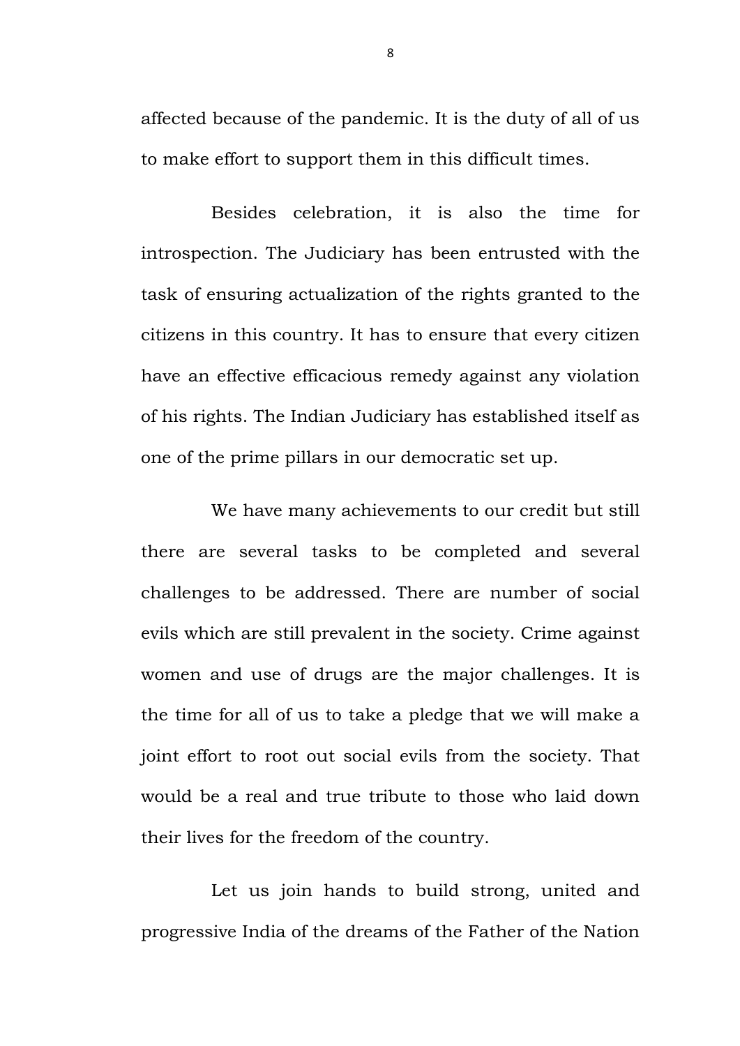affected because of the pandemic. It is the duty of all of us to make effort to support them in this difficult times.

Besides celebration, it is also the time for introspection. The Judiciary has been entrusted with the task of ensuring actualization of the rights granted to the citizens in this country. It has to ensure that every citizen have an effective efficacious remedy against any violation of his rights. The Indian Judiciary has established itself as one of the prime pillars in our democratic set up.

We have many achievements to our credit but still there are several tasks to be completed and several challenges to be addressed. There are number of social evils which are still prevalent in the society. Crime against women and use of drugs are the major challenges. It is the time for all of us to take a pledge that we will make a joint effort to root out social evils from the society. That would be a real and true tribute to those who laid down their lives for the freedom of the country.

Let us join hands to build strong, united and progressive India of the dreams of the Father of the Nation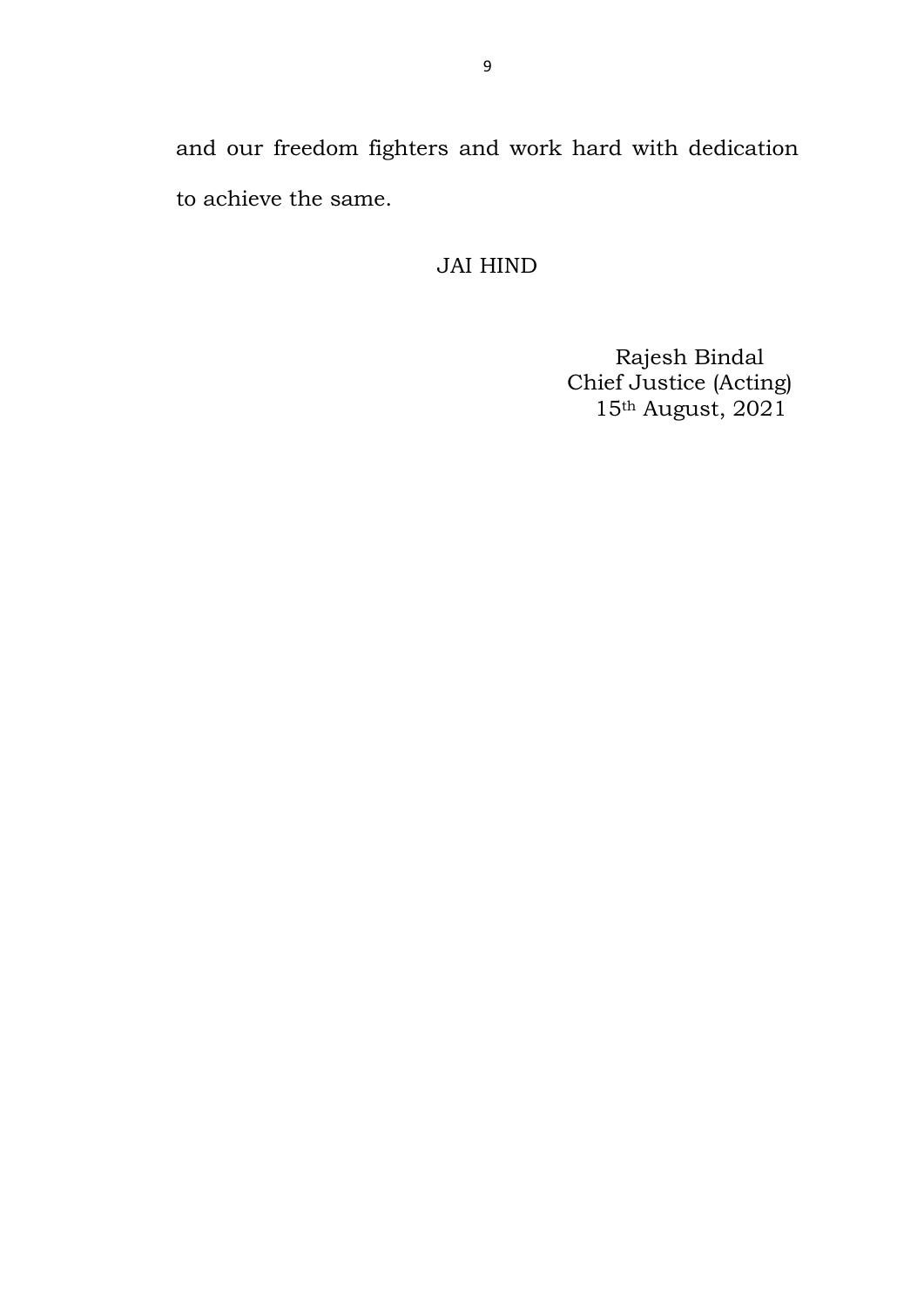and our freedom fighters and work hard with dedication to achieve the same.

JAI HIND

Rajesh Bindal
Chief Justice (Acting)
15th August, 2021